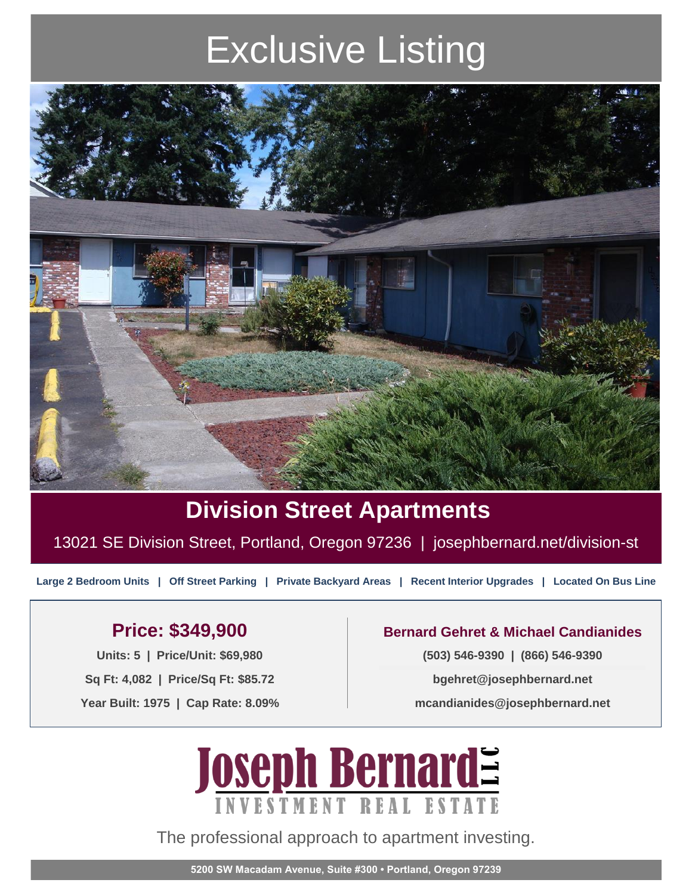# Exclusive Listing

## Division Street Apartments

13021 SE Division Street, Portland, Oregon 97236 | josephbernard.net/division-st

**Large 2 Bedroom Units | Off Street Parking | Private Backyard Areas | Recent Interior Upgrades | Located On Bus Line**

### Price: $349,900

**Units: 5 | Price/Unit: $69,980**

**Sq Ft: 4,082 | Price/Sq Ft: $85.72**

**Year Built: 1975 | Cap Rate: 8.09%**

### Bernard Gehret & Michael Candianides

**(503) 546-9390 | (866) 546-9390**

**bgehret@josephbernard.net**

**mcandianides@josephbernard.net**

**Joseph Bernard LLC**

INVESTMENT REAL ESTATE

The professional approach to apartment investing.

**5200 SW Macadam Avenue, Suite #300 • Portland, Oregon 97239**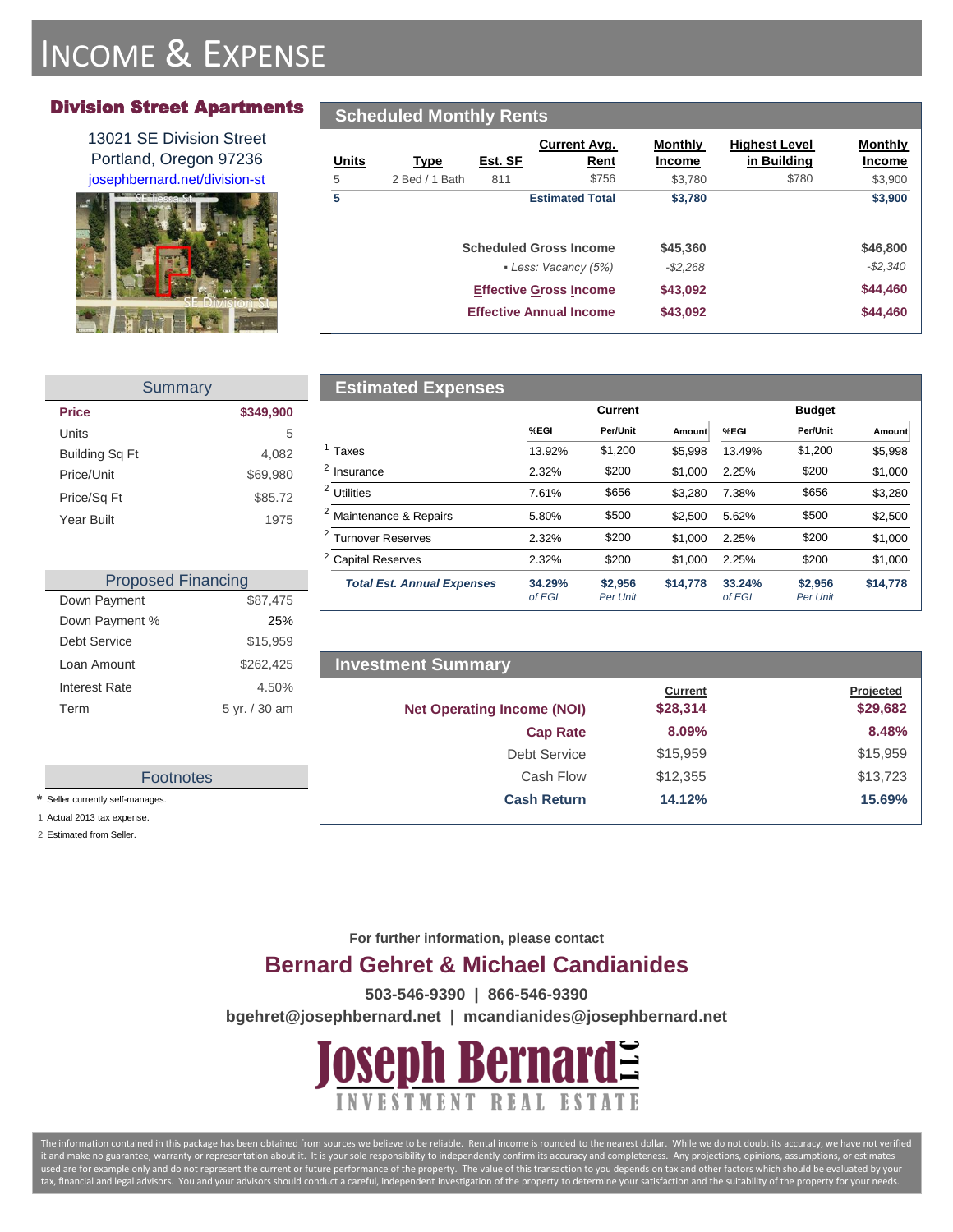# Income & Expense

## Division Street Apartments

13021 SE Division Street
Portland, Oregon 97236
josephbernard.net/division-st

## Scheduled Monthly Rents

| Units | Type | Est. SF | Current Avg. Rent | Monthly Income | Highest Level in Building | Monthly Income |
|---|---|---|---|---|---|---|
| 5 | 2 Bed / 1 Bath | 811 | $756 | $3,780 | $780 | $3,900 |
| **5** | | | **Estimated Total** | **$3,780** | | **$3,900** |
| | | | **Scheduled Gross Income** | **$45,360** | | **$46,800** |
| | | | *▪ Less: Vacancy (5%)* | *-$2,268* | | *-$2,340* |
| | | | **Effective Gross Income** | **$43,092** | | **$44,460** |
| | | | **Effective Annual Income** | **$43,092** | | **$44,460** |

## Summary

| | |
|---|---|
| **Price** | **$349,900** |
| Units | 5 |
| Building Sq Ft | 4,082 |
| Price/Unit | $69,980 |
| Price/Sq Ft | $85.72 |
| Year Built | 1975 |

## Estimated Expenses

| | Current | | | Budget | | |
|---|---|---|---|---|---|---|
| | %EGI | Per/Unit | Amount | %EGI | Per/Unit | Amount |
| [1] Taxes | 13.92% | $1,200 | $5,998 | 13.49% | $1,200 | $5,998 |
| [2] Insurance | 2.32% | $200 | $1,000 | 2.25% | $200 | $1,000 |
| [2] Utilities | 7.61% | $656 | $3,280 | 7.38% | $656 | $3,280 |
| [2] Maintenance & Repairs | 5.80% | $500 | $2,500 | 5.62% | $500 | $2,500 |
| [2] Turnover Reserves | 2.32% | $200 | $1,000 | 2.25% | $200 | $1,000 |
| [2] Capital Reserves | 2.32% | $200 | $1,000 | 2.25% | $200 | $1,000 |
| ***Total Est. Annual Expenses*** | **34.29%** *of EGI* | **$2,956** *Per Unit* | **$14,778** | **33.24%** *of EGI* | **$2,956** *Per Unit* | **$14,778** |

## Proposed Financing

| | |
|---|---|
| Down Payment | $87,475 |
| Down Payment % | 25% |
| Debt Service | $15,959 |
| Loan Amount | $262,425 |
| Interest Rate | 4.50% |
| Term | 5 yr. / 30 am |

## Investment Summary

| | Current | Projected |
|---|---|---|
| **Net Operating Income (NOI)** | **$28,314** | **$29,682** |
| **Cap Rate** | **8.09%** | **8.48%** |
| Debt Service | $15,959 | $15,959 |
| Cash Flow | $12,355 | $13,723 |
| **Cash Return** | **14.12%** | **15.69%** |

## Footnotes

\* Seller currently self-manages.
1 Actual 2013 tax expense.
2 Estimated from Seller.

**For further information, please contact**

## Bernard Gehret & Michael Candianides

**503-546-9390 | 866-546-9390**

**bgehret@josephbernard.net | mcandianides@josephbernard.net**

**Joseph Bernard LLC**
INVESTMENT REAL ESTATE

The information contained in this package has been obtained from sources we believe to be reliable. Rental income is rounded to the nearest dollar. While we do not doubt its accuracy, we have not verified it and make no guarantee, warranty or representation about it. It is your sole responsibility to independently confirm its accuracy and completeness. Any projections, opinions, assumptions, or estimates used are for example only and do not represent the current or future performance of the property. The value of this transaction to you depends on tax and other factors which should be evaluated by your tax, financial and legal advisors. You and your advisors should conduct a careful, independent investigation of the property to determine your satisfaction and the suitability of the property for your needs.